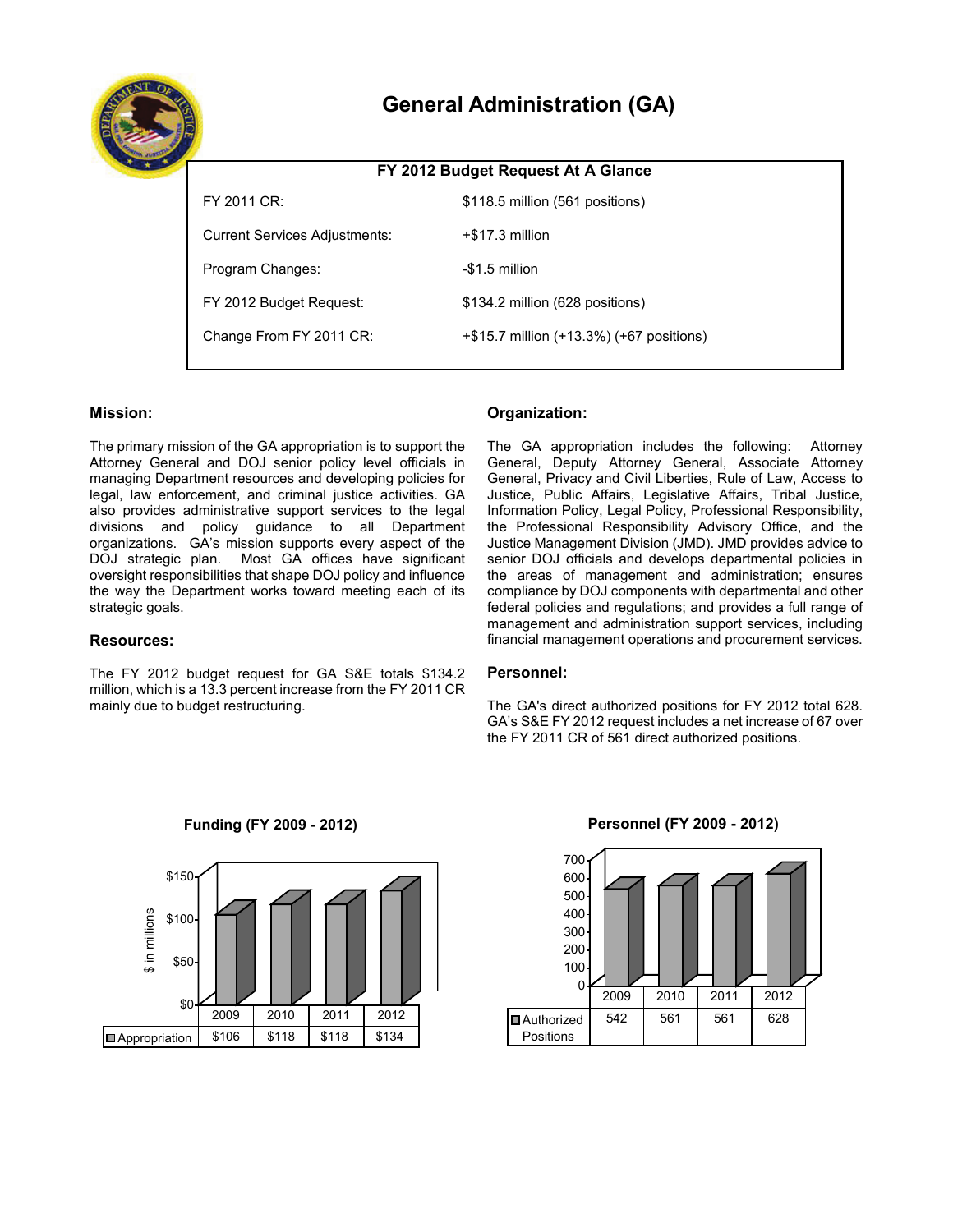# General Administration (GA)

| FY 2012 Budget Request At A Glance | |
|---|---|
| FY 2011 CR: | $118.5 million (561 positions) |
| Current Services Adjustments: | +$17.3 million |
| Program Changes: | -$1.5 million |
| FY 2012 Budget Request: | $134.2 million (628 positions) |
| Change From FY 2011 CR: | +$15.7 million (+13.3%) (+67 positions) |

## Mission:

The primary mission of the GA appropriation is to support the Attorney General and DOJ senior policy level officials in managing Department resources and developing policies for legal, law enforcement, and criminal justice activities. GA also provides administrative support services to the legal divisions and policy guidance to all Department organizations. GA's mission supports every aspect of the DOJ strategic plan. Most GA offices have significant oversight responsibilities that shape DOJ policy and influence the way the Department works toward meeting each of its strategic goals.

## Resources:

The FY 2012 budget request for GA S&E totals $134.2 million, which is a 13.3 percent increase from the FY 2011 CR mainly due to budget restructuring.

## Organization:

The GA appropriation includes the following: Attorney General, Deputy Attorney General, Associate Attorney General, Privacy and Civil Liberties, Rule of Law, Access to Justice, Public Affairs, Legislative Affairs, Tribal Justice, Information Policy, Legal Policy, Professional Responsibility, the Professional Responsibility Advisory Office, and the Justice Management Division (JMD). JMD provides advice to senior DOJ officials and develops departmental policies in the areas of management and administration; ensures compliance by DOJ components with departmental and other federal policies and regulations; and provides a full range of management and administration support services, including financial management operations and procurement services.

## Personnel:

The GA's direct authorized positions for FY 2012 total 628. GA's S&E FY 2012 request includes a net increase of 67 over the FY 2011 CR of 561 direct authorized positions.

**Funding (FY 2009 - 2012)**

| | 2009 | 2010 | 2011 | 2012 |
|---|---|---|---|---|
| Appropriation | $106 | $118 | $118 | $134 |

**Personnel (FY 2009 - 2012)**

| | 2009 | 2010 | 2011 | 2012 |
|---|---|---|---|---|
| Authorized Positions | 542 | 561 | 561 | 628 |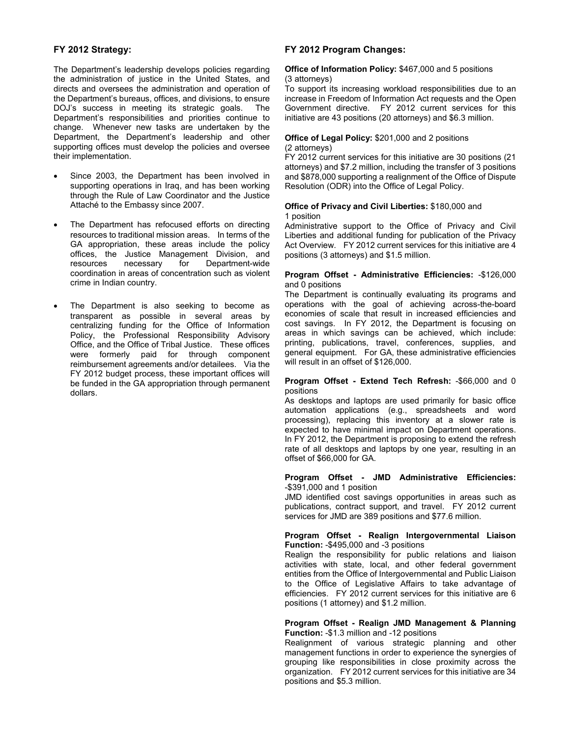## FY 2012 Strategy:

The Department's leadership develops policies regarding the administration of justice in the United States, and directs and oversees the administration and operation of the Department's bureaus, offices, and divisions, to ensure DOJ's success in meeting its strategic goals. The Department's responsibilities and priorities continue to change. Whenever new tasks are undertaken by the Department, the Department's leadership and other supporting offices must develop the policies and oversee their implementation.

- Since 2003, the Department has been involved in supporting operations in Iraq, and has been working through the Rule of Law Coordinator and the Justice Attaché to the Embassy since 2007.
- The Department has refocused efforts on directing resources to traditional mission areas. In terms of the GA appropriation, these areas include the policy offices, the Justice Management Division, and resources necessary for Department-wide coordination in areas of concentration such as violent crime in Indian country.
- The Department is also seeking to become as transparent as possible in several areas by centralizing funding for the Office of Information Policy, the Professional Responsibility Advisory Office, and the Office of Tribal Justice. These offices were formerly paid for through component reimbursement agreements and/or detailees. Via the FY 2012 budget process, these important offices will be funded in the GA appropriation through permanent dollars.

## FY 2012 Program Changes:

**Office of Information Policy:** $467,000 and 5 positions (3 attorneys)
To support its increasing workload responsibilities due to an increase in Freedom of Information Act requests and the Open Government directive. FY 2012 current services for this initiative are 43 positions (20 attorneys) and $6.3 million.

**Office of Legal Policy:** $201,000 and 2 positions (2 attorneys)
FY 2012 current services for this initiative are 30 positions (21 attorneys) and $7.2 million, including the transfer of 3 positions and $878,000 supporting a realignment of the Office of Dispute Resolution (ODR) into the Office of Legal Policy.

**Office of Privacy and Civil Liberties:** $180,000 and 1 position
Administrative support to the Office of Privacy and Civil Liberties and additional funding for publication of the Privacy Act Overview. FY 2012 current services for this initiative are 4 positions (3 attorneys) and $1.5 million.

**Program Offset - Administrative Efficiencies:** -$126,000 and 0 positions
The Department is continually evaluating its programs and operations with the goal of achieving across-the-board economies of scale that result in increased efficiencies and cost savings. In FY 2012, the Department is focusing on areas in which savings can be achieved, which include: printing, publications, travel, conferences, supplies, and general equipment. For GA, these administrative efficiencies will result in an offset of $126,000.

**Program Offset - Extend Tech Refresh:** -$66,000 and 0 positions
As desktops and laptops are used primarily for basic office automation applications (e.g., spreadsheets and word processing), replacing this inventory at a slower rate is expected to have minimal impact on Department operations. In FY 2012, the Department is proposing to extend the refresh rate of all desktops and laptops by one year, resulting in an offset of $66,000 for GA.

**Program Offset - JMD Administrative Efficiencies:** -$391,000 and 1 position
JMD identified cost savings opportunities in areas such as publications, contract support, and travel. FY 2012 current services for JMD are 389 positions and $77.6 million.

**Program Offset - Realign Intergovernmental Liaison Function:** -$495,000 and -3 positions
Realign the responsibility for public relations and liaison activities with state, local, and other federal government entities from the Office of Intergovernmental and Public Liaison to the Office of Legislative Affairs to take advantage of efficiencies. FY 2012 current services for this initiative are 6 positions (1 attorney) and $1.2 million.

**Program Offset - Realign JMD Management & Planning Function:** -$1.3 million and -12 positions
Realignment of various strategic planning and other management functions in order to experience the synergies of grouping like responsibilities in close proximity across the organization. FY 2012 current services for this initiative are 34 positions and $5.3 million.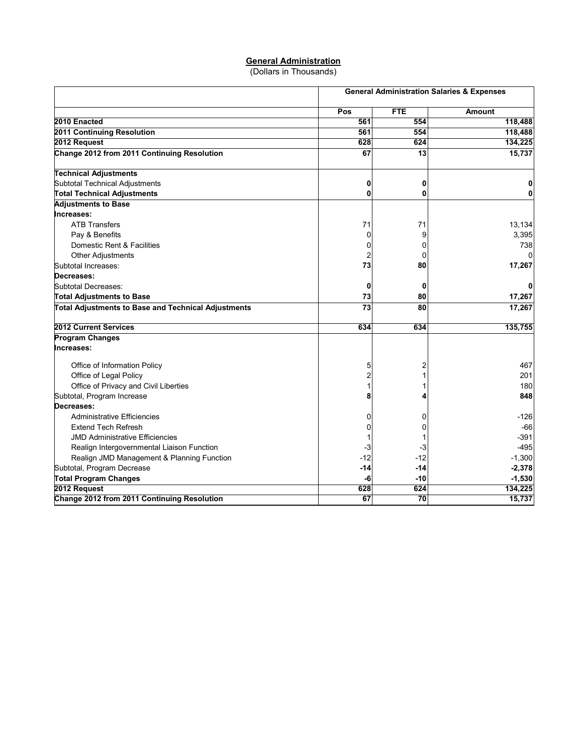# General Administration

(Dollars in Thousands)

| | General Administration Salaries & Expenses | | |
|---|---|---|---|
| | Pos | FTE | Amount |
| **2010 Enacted** | **561** | **554** | **118,488** |
| **2011 Continuing Resolution** | **561** | **554** | **118,488** |
| **2012 Request** | **628** | **624** | **134,225** |
| **Change 2012 from 2011 Continuing Resolution** | **67** | **13** | **15,737** |
| **Technical Adjustments** | | | |
| Subtotal Technical Adjustments | **0** | **0** | **0** |
| **Total Technical Adjustments** | **0** | **0** | **0** |
| **Adjustments to Base** | | | |
| **Increases:** | | | |
| ATB Transfers | 71 | 71 | 13,134 |
| Pay & Benefits | 0 | 9 | 3,395 |
| Domestic Rent & Facilities | 0 | 0 | 738 |
| Other Adjustments | 2 | 0 | 0 |
| Subtotal Increases: | **73** | **80** | **17,267** |
| **Decreases:** | | | |
| Subtotal Decreases: | **0** | **0** | **0** |
| **Total Adjustments to Base** | **73** | **80** | **17,267** |
| **Total Adjustments to Base and Technical Adjustments** | **73** | **80** | **17,267** |
| **2012 Current Services** | **634** | **634** | **135,755** |
| **Program Changes** | | | |
| **Increases:** | | | |
| Office of Information Policy | 5 | 2 | 467 |
| Office of Legal Policy | 2 | 1 | 201 |
| Office of Privacy and Civil Liberties | 1 | 1 | 180 |
| Subtotal, Program Increase | **8** | **4** | **848** |
| **Decreases:** | | | |
| Administrative Efficiencies | 0 | 0 | -126 |
| Extend Tech Refresh | 0 | 0 | -66 |
| JMD Administrative Efficiencies | 1 | 1 | -391 |
| Realign Intergovernmental Liaison Function | -3 | -3 | -495 |
| Realign JMD Management & Planning Function | -12 | -12 | -1,300 |
| Subtotal, Program Decrease | **-14** | **-14** | **-2,378** |
| **Total Program Changes** | **-6** | **-10** | **-1,530** |
| **2012 Request** | **628** | **624** | **134,225** |
| **Change 2012 from 2011 Continuing Resolution** | **67** | **70** | **15,737** |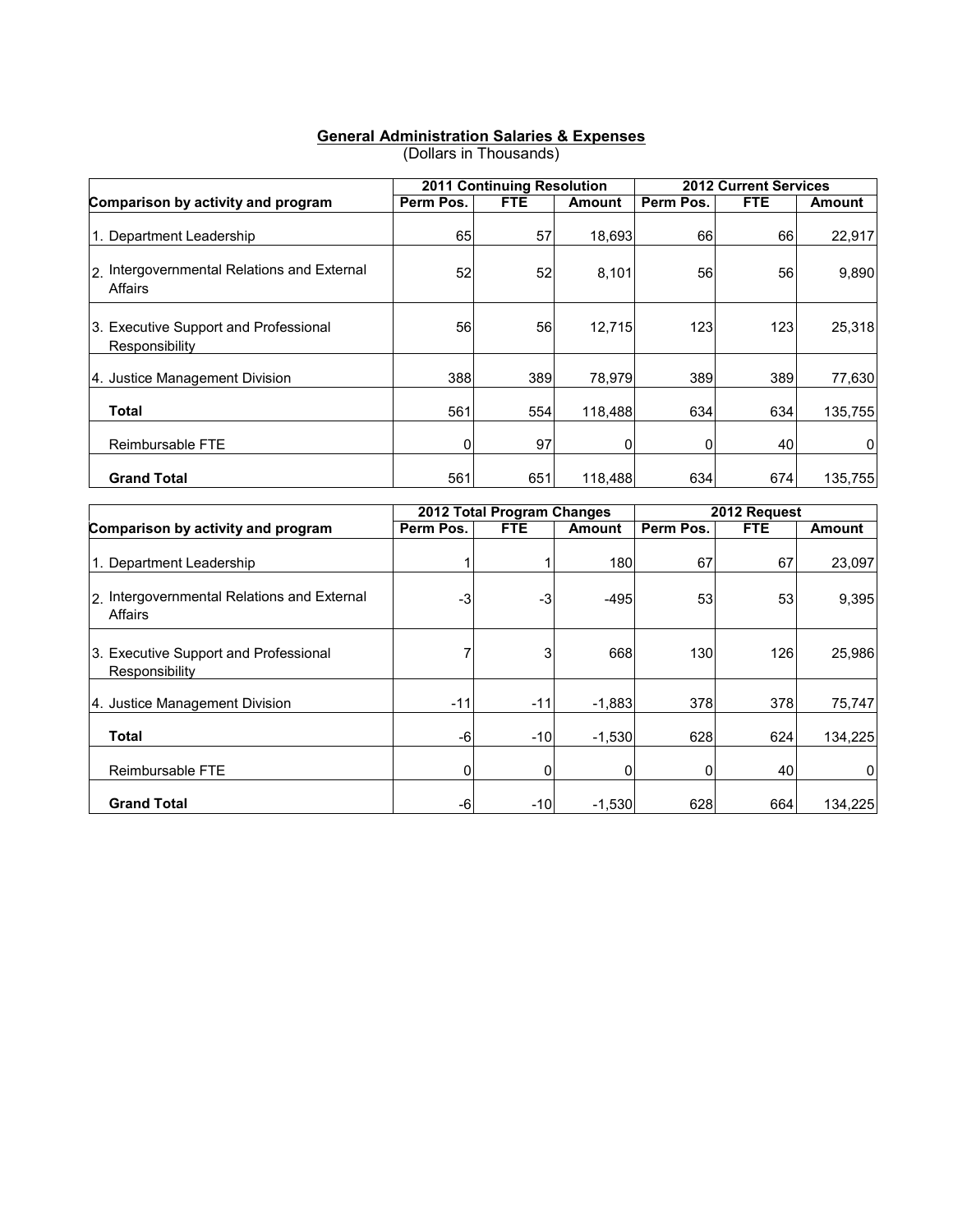**General Administration Salaries & Expenses**

(Dollars in Thousands)

| Comparison by activity and program | 2011 Continuing Resolution | | | 2012 Current Services | | |
|---|---|---|---|---|---|---|
| | Perm Pos. | FTE | Amount | Perm Pos. | FTE | Amount |
| 1. Department Leadership | 65 | 57 | 18,693 | 66 | 66 | 22,917 |
| 2. Intergovernmental Relations and External Affairs | 52 | 52 | 8,101 | 56 | 56 | 9,890 |
| 3. Executive Support and Professional Responsibility | 56 | 56 | 12,715 | 123 | 123 | 25,318 |
| 4. Justice Management Division | 388 | 389 | 78,979 | 389 | 389 | 77,630 |
| **Total** | 561 | 554 | 118,488 | 634 | 634 | 135,755 |
| Reimbursable FTE | 0 | 97 | 0 | 0 | 40 | 0 |
| **Grand Total** | 561 | 651 | 118,488 | 634 | 674 | 135,755 |

| Comparison by activity and program | 2012 Total Program Changes | | | 2012 Request | | |
|---|---|---|---|---|---|---|
| | Perm Pos. | FTE | Amount | Perm Pos. | FTE | Amount |
| 1. Department Leadership | 1 | 1 | 180 | 67 | 67 | 23,097 |
| 2. Intergovernmental Relations and External Affairs | -3 | -3 | -495 | 53 | 53 | 9,395 |
| 3. Executive Support and Professional Responsibility | 7 | 3 | 668 | 130 | 126 | 25,986 |
| 4. Justice Management Division | -11 | -11 | -1,883 | 378 | 378 | 75,747 |
| **Total** | -6 | -10 | -1,530 | 628 | 624 | 134,225 |
| Reimbursable FTE | 0 | 0 | 0 | 0 | 40 | 0 |
| **Grand Total** | -6 | -10 | -1,530 | 628 | 664 | 134,225 |